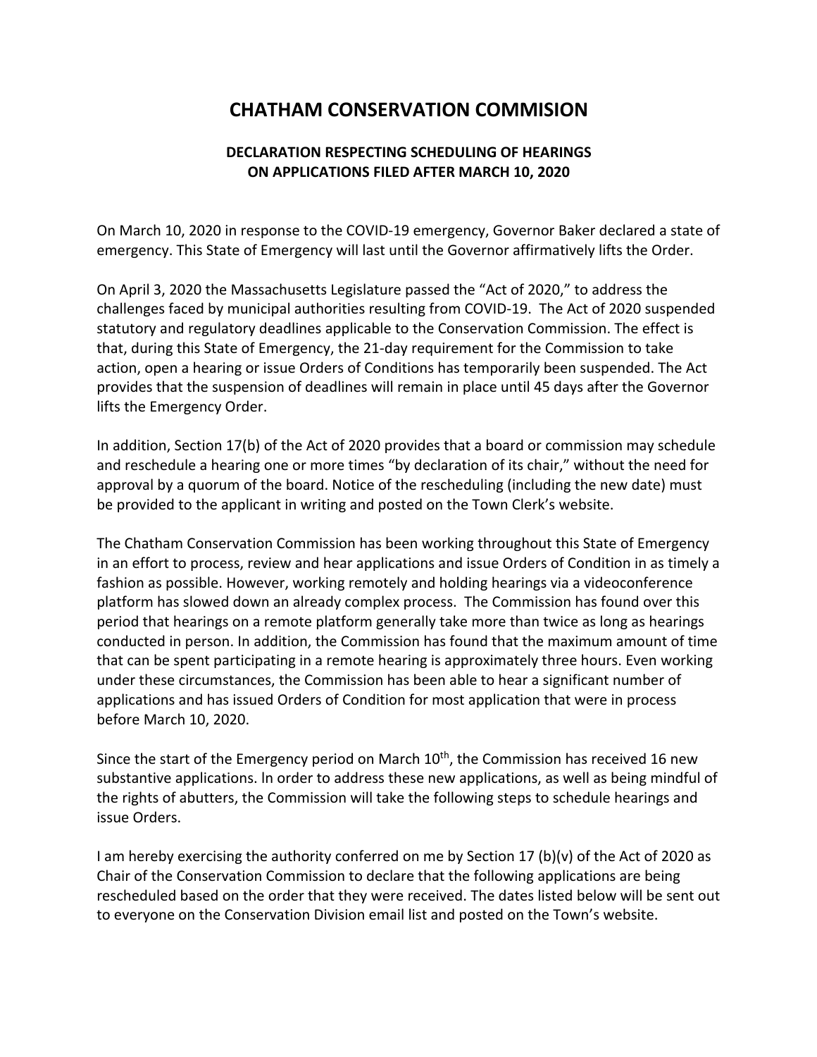# CHATHAM CONSERVATION COMMISION

## DECLARATION RESPECTING SCHEDULING OF HEARINGS ON APPLICATIONS FILED AFTER MARCH 10, 2020

On March 10, 2020 in response to the COVID-19 emergency, Governor Baker declared a state of emergency. This State of Emergency will last until the Governor affirmatively lifts the Order.

On April 3, 2020 the Massachusetts Legislature passed the "Act of 2020," to address the challenges faced by municipal authorities resulting from COVID-19. The Act of 2020 suspended statutory and regulatory deadlines applicable to the Conservation Commission. The effect is that, during this State of Emergency, the 21-day requirement for the Commission to take action, open a hearing or issue Orders of Conditions has temporarily been suspended. The Act provides that the suspension of deadlines will remain in place until 45 days after the Governor lifts the Emergency Order.

In addition, Section 17(b) of the Act of 2020 provides that a board or commission may schedule and reschedule a hearing one or more times "by declaration of its chair," without the need for approval by a quorum of the board. Notice of the rescheduling (including the new date) must be provided to the applicant in writing and posted on the Town Clerk's website.

The Chatham Conservation Commission has been working throughout this State of Emergency in an effort to process, review and hear applications and issue Orders of Condition in as timely a fashion as possible. However, working remotely and holding hearings via a videoconference platform has slowed down an already complex process. The Commission has found over this period that hearings on a remote platform generally take more than twice as long as hearings conducted in person. In addition, the Commission has found that the maximum amount of time that can be spent participating in a remote hearing is approximately three hours. Even working under these circumstances, the Commission has been able to hear a significant number of applications and has issued Orders of Condition for most application that were in process before March 10, 2020.

Since the start of the Emergency period on March 10th, the Commission has received 16 new substantive applications. In order to address these new applications, as well as being mindful of the rights of abutters, the Commission will take the following steps to schedule hearings and issue Orders.

I am hereby exercising the authority conferred on me by Section 17 (b)(v) of the Act of 2020 as Chair of the Conservation Commission to declare that the following applications are being rescheduled based on the order that they were received. The dates listed below will be sent out to everyone on the Conservation Division email list and posted on the Town's website.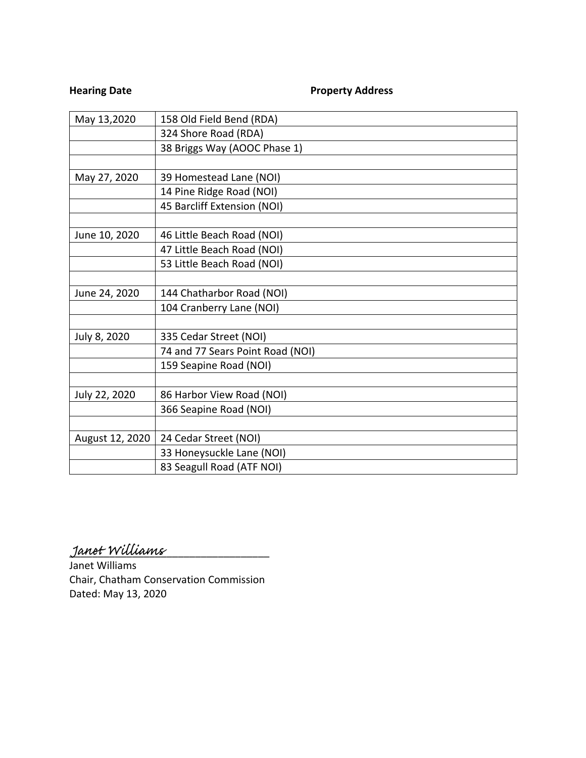| Hearing Date | Property Address |
|---|---|
| May 13,2020 | 158 Old Field Bend (RDA) |
| | 324 Shore Road (RDA) |
| | 38 Briggs Way (AOOC Phase 1) |
| | |
| May 27, 2020 | 39 Homestead Lane (NOI) |
| | 14 Pine Ridge Road (NOI) |
| | 45 Barcliff Extension (NOI) |
| | |
| June 10, 2020 | 46 Little Beach Road (NOI) |
| | 47 Little Beach Road (NOI) |
| | 53 Little Beach Road (NOI) |
| | |
| June 24, 2020 | 144 Chatharbor Road (NOI) |
| | 104 Cranberry Lane (NOI) |
| | |
| July 8, 2020 | 335 Cedar Street (NOI) |
| | 74 and 77 Sears Point Road (NOI) |
| | 159 Seapine Road (NOI) |
| | |
| July 22, 2020 | 86 Harbor View Road (NOI) |
| | 366 Seapine Road (NOI) |
| | |
| August 12, 2020 | 24 Cedar Street (NOI) |
| | 33 Honeysuckle Lane (NOI) |
| | 83 Seagull Road (ATF NOI) |

*Janet Williams*

Janet Williams
Chair, Chatham Conservation Commission
Dated: May 13, 2020